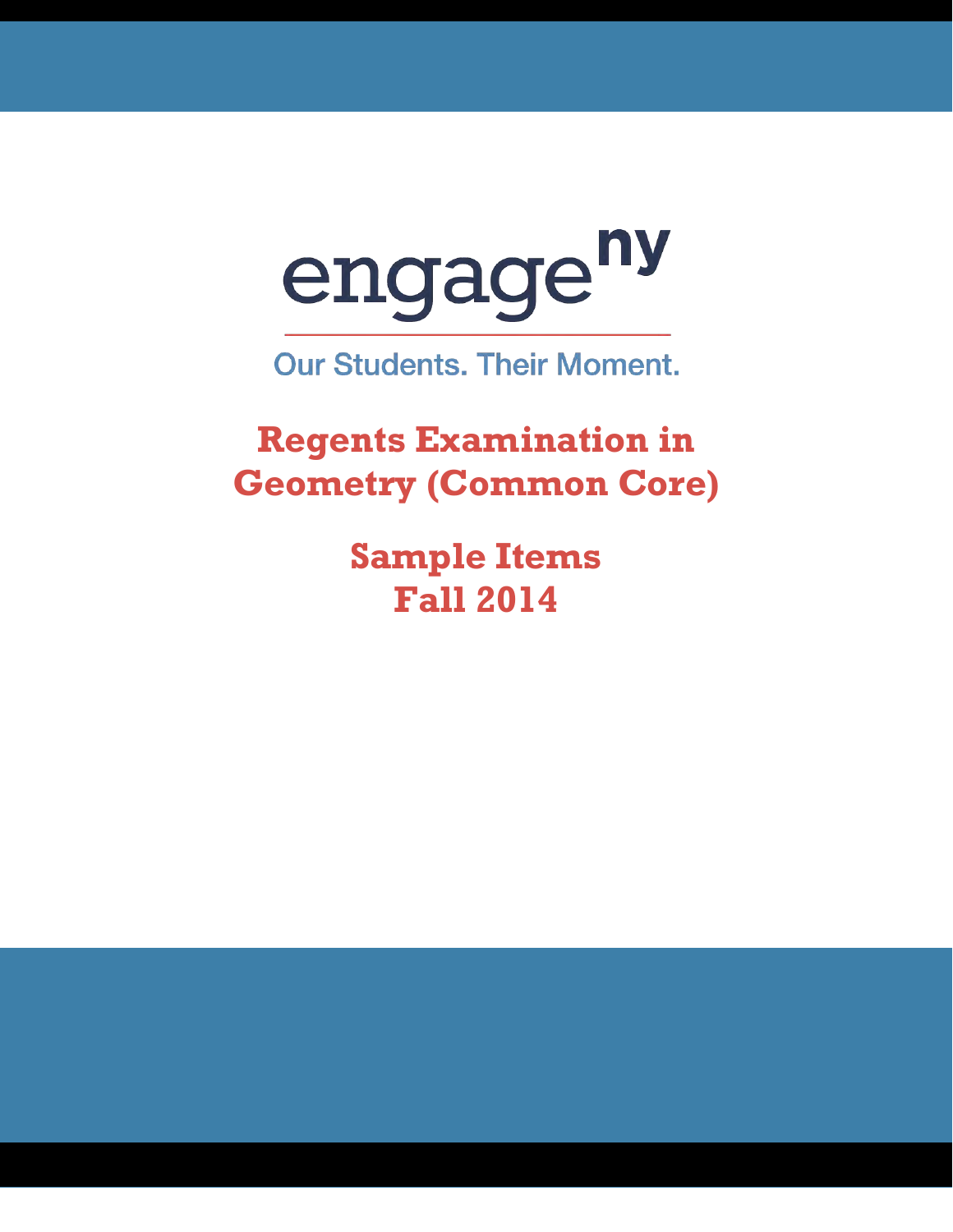engage^ny

Our Students. Their Moment.

# Regents Examination in Geometry (Common Core)

## Sample Items Fall 2014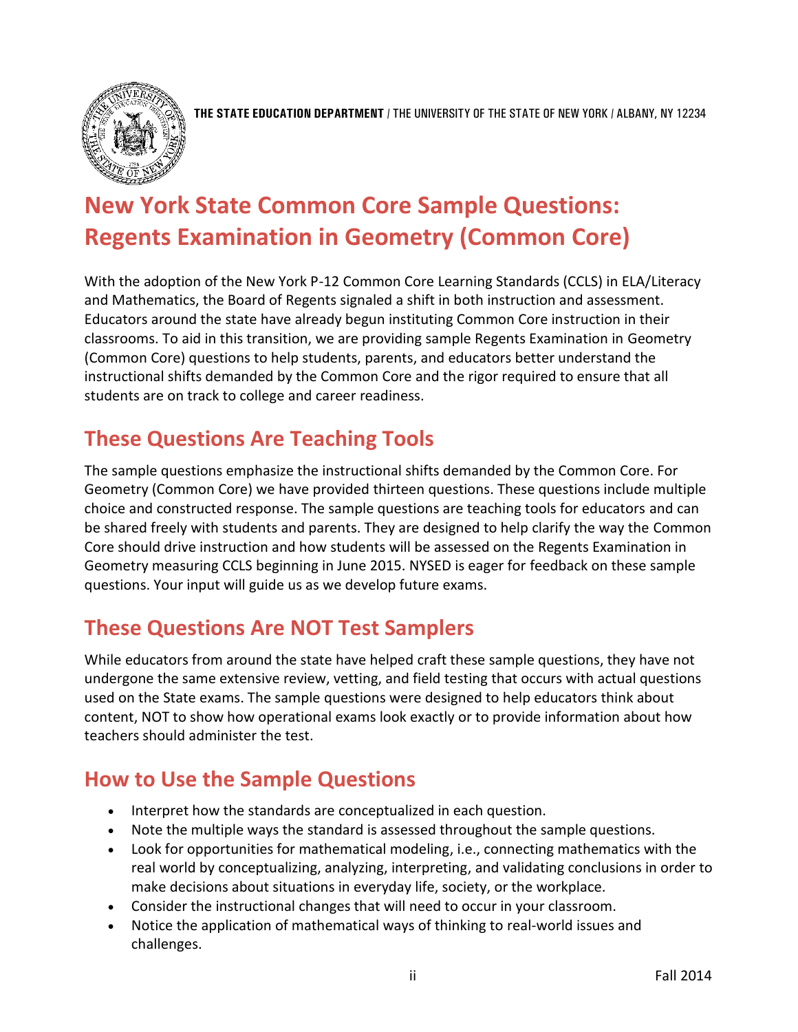**THE STATE EDUCATION DEPARTMENT** / THE UNIVERSITY OF THE STATE OF NEW YORK / ALBANY, NY 12234

# New York State Common Core Sample Questions: Regents Examination in Geometry (Common Core)

With the adoption of the New York P-12 Common Core Learning Standards (CCLS) in ELA/Literacy and Mathematics, the Board of Regents signaled a shift in both instruction and assessment. Educators around the state have already begun instituting Common Core instruction in their classrooms. To aid in this transition, we are providing sample Regents Examination in Geometry (Common Core) questions to help students, parents, and educators better understand the instructional shifts demanded by the Common Core and the rigor required to ensure that all students are on track to college and career readiness.

## These Questions Are Teaching Tools

The sample questions emphasize the instructional shifts demanded by the Common Core. For Geometry (Common Core) we have provided thirteen questions. These questions include multiple choice and constructed response. The sample questions are teaching tools for educators and can be shared freely with students and parents. They are designed to help clarify the way the Common Core should drive instruction and how students will be assessed on the Regents Examination in Geometry measuring CCLS beginning in June 2015. NYSED is eager for feedback on these sample questions. Your input will guide us as we develop future exams.

## These Questions Are NOT Test Samplers

While educators from around the state have helped craft these sample questions, they have not undergone the same extensive review, vetting, and field testing that occurs with actual questions used on the State exams. The sample questions were designed to help educators think about content, NOT to show how operational exams look exactly or to provide information about how teachers should administer the test.

## How to Use the Sample Questions

- Interpret how the standards are conceptualized in each question.
- Note the multiple ways the standard is assessed throughout the sample questions.
- Look for opportunities for mathematical modeling, i.e., connecting mathematics with the real world by conceptualizing, analyzing, interpreting, and validating conclusions in order to make decisions about situations in everyday life, society, or the workplace.
- Consider the instructional changes that will need to occur in your classroom.
- Notice the application of mathematical ways of thinking to real-world issues and challenges.

Fall 2014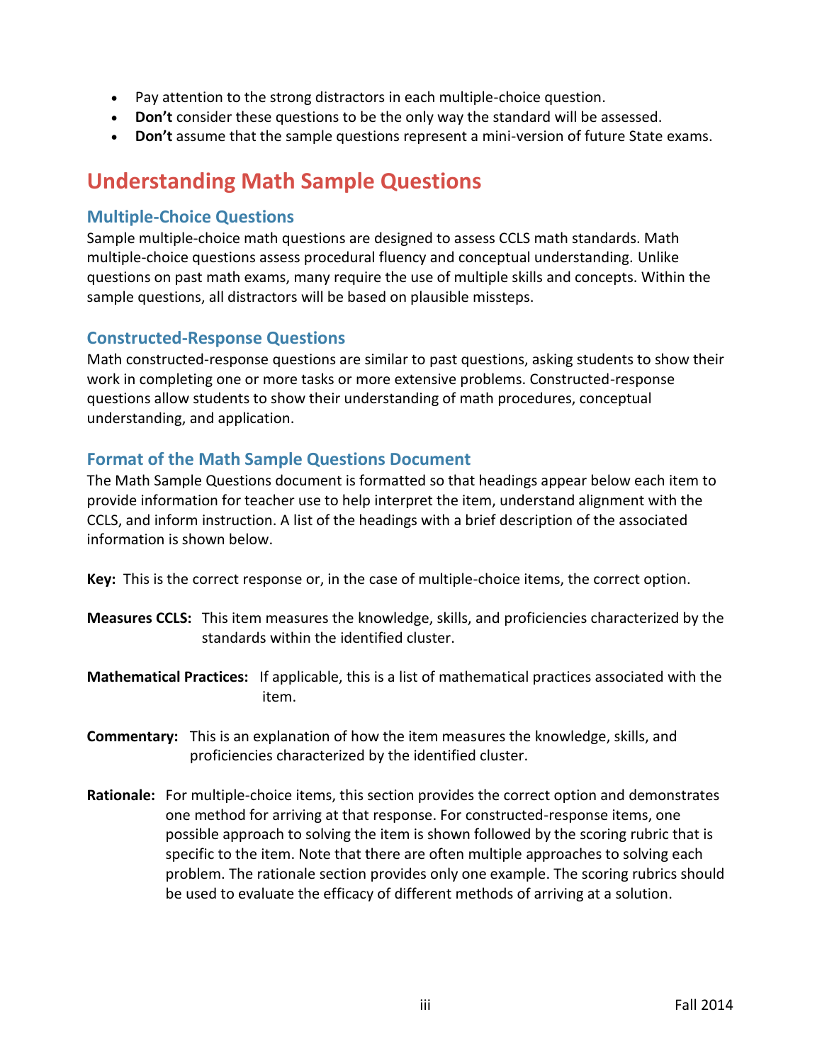- Pay attention to the strong distractors in each multiple-choice question.
- **Don't** consider these questions to be the only way the standard will be assessed.
- **Don't** assume that the sample questions represent a mini-version of future State exams.

## Understanding Math Sample Questions

### Multiple-Choice Questions

Sample multiple-choice math questions are designed to assess CCLS math standards. Math multiple-choice questions assess procedural fluency and conceptual understanding. Unlike questions on past math exams, many require the use of multiple skills and concepts. Within the sample questions, all distractors will be based on plausible missteps.

### Constructed-Response Questions

Math constructed-response questions are similar to past questions, asking students to show their work in completing one or more tasks or more extensive problems. Constructed-response questions allow students to show their understanding of math procedures, conceptual understanding, and application.

### Format of the Math Sample Questions Document

The Math Sample Questions document is formatted so that headings appear below each item to provide information for teacher use to help interpret the item, understand alignment with the CCLS, and inform instruction. A list of the headings with a brief description of the associated information is shown below.

**Key:** This is the correct response or, in the case of multiple-choice items, the correct option.

**Measures CCLS:** This item measures the knowledge, skills, and proficiencies characterized by the standards within the identified cluster.

**Mathematical Practices:** If applicable, this is a list of mathematical practices associated with the item.

**Commentary:** This is an explanation of how the item measures the knowledge, skills, and proficiencies characterized by the identified cluster.

**Rationale:** For multiple-choice items, this section provides the correct option and demonstrates one method for arriving at that response. For constructed-response items, one possible approach to solving the item is shown followed by the scoring rubric that is specific to the item. Note that there are often multiple approaches to solving each problem. The rationale section provides only one example. The scoring rubrics should be used to evaluate the efficacy of different methods of arriving at a solution.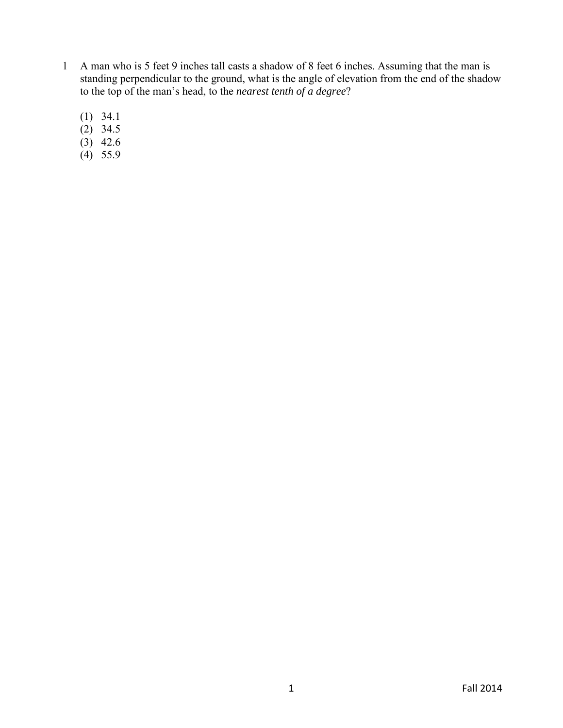1 A man who is 5 feet 9 inches tall casts a shadow of 8 feet 6 inches. Assuming that the man is standing perpendicular to the ground, what is the angle of elevation from the end of the shadow to the top of the man's head, to the *nearest tenth of a degree*?

(1) 34.1
(2) 34.5
(3) 42.6
(4) 55.9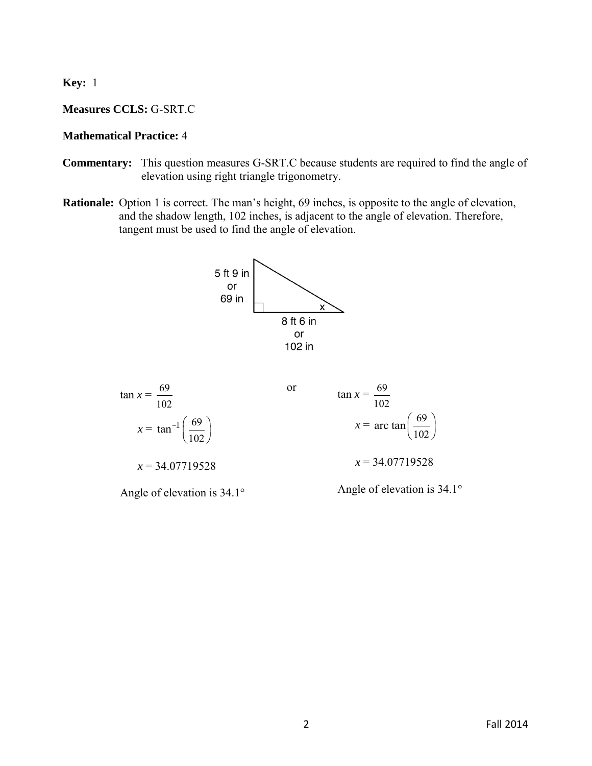**Key:** 1

**Measures CCLS:** G-SRT.C

**Mathematical Practice:** 4

**Commentary:** This question measures G-SRT.C because students are required to find the angle of elevation using right triangle trigonometry.

**Rationale:** Option 1 is correct. The man's height, 69 inches, is opposite to the angle of elevation, and the shadow length, 102 inches, is adjacent to the angle of elevation. Therefore, tangent must be used to find the angle of elevation.

5 ft 9 in or 69 in

8 ft 6 in or 102 in

$$\tan x = \frac{69}{102}$$

$$x = \tan^{-1}\left(\frac{69}{102}\right)$$

$$x = 34.07719528$$

Angle of elevation is 34.1°

or

$$\tan x = \frac{69}{102}$$

$$x = \text{arc tan}\left(\frac{69}{102}\right)$$

$$x = 34.07719528$$

Angle of elevation is 34.1°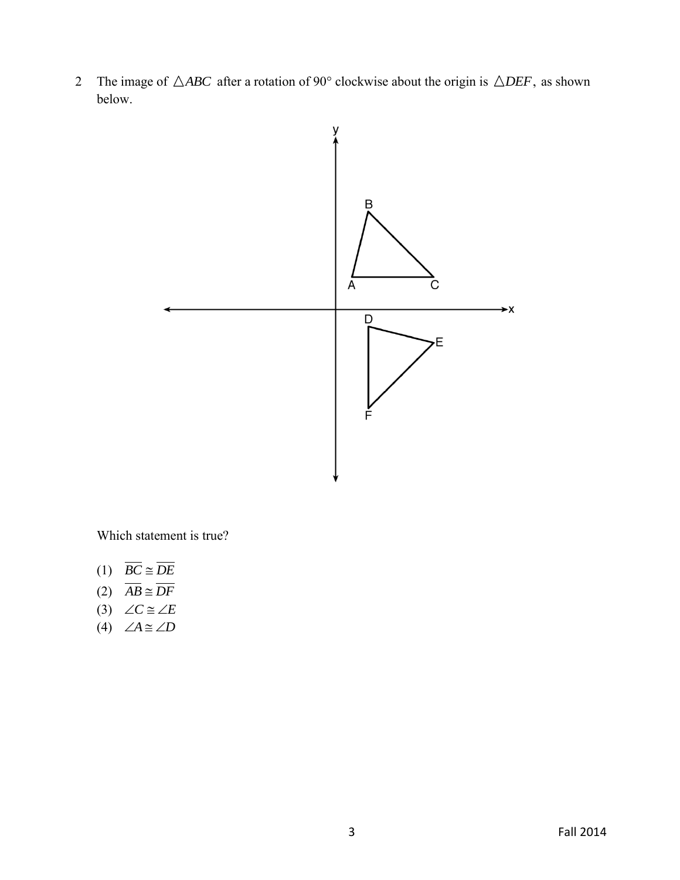2 The image of $\triangle ABC$ after a rotation of 90° clockwise about the origin is $\triangle DEF$, as shown below.

Which statement is true?

(1) $\overline{BC} \cong \overline{DE}$

(2) $\overline{AB} \cong \overline{DF}$

(3) $\angle C \cong \angle E$

(4) $\angle A \cong \angle D$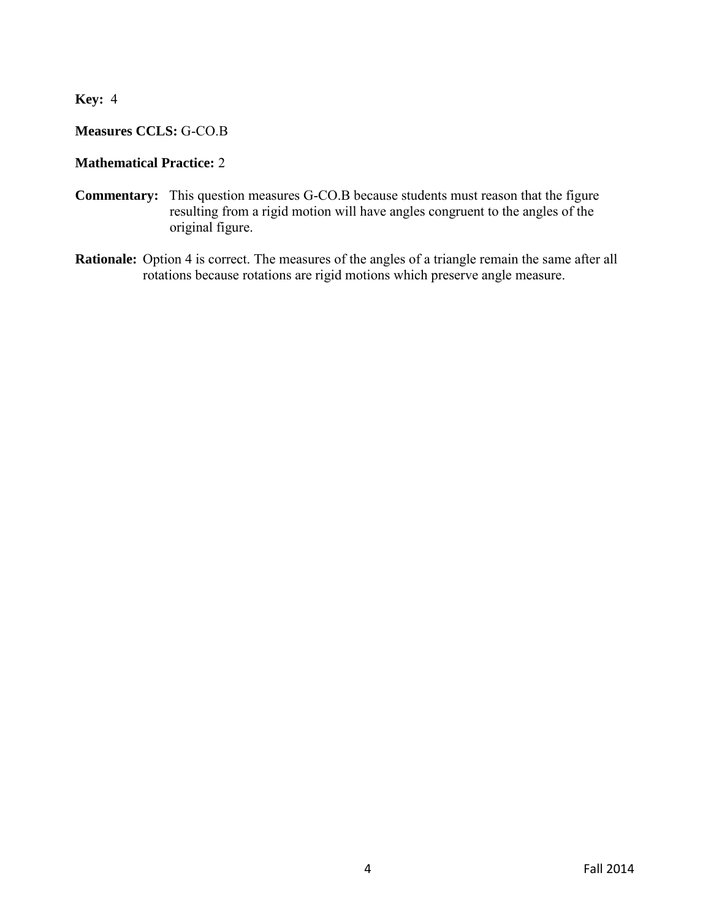**Key:** 4

**Measures CCLS:** G-CO.B

**Mathematical Practice:** 2

**Commentary:** This question measures G-CO.B because students must reason that the figure resulting from a rigid motion will have angles congruent to the angles of the original figure.

**Rationale:** Option 4 is correct. The measures of the angles of a triangle remain the same after all rotations because rotations are rigid motions which preserve angle measure.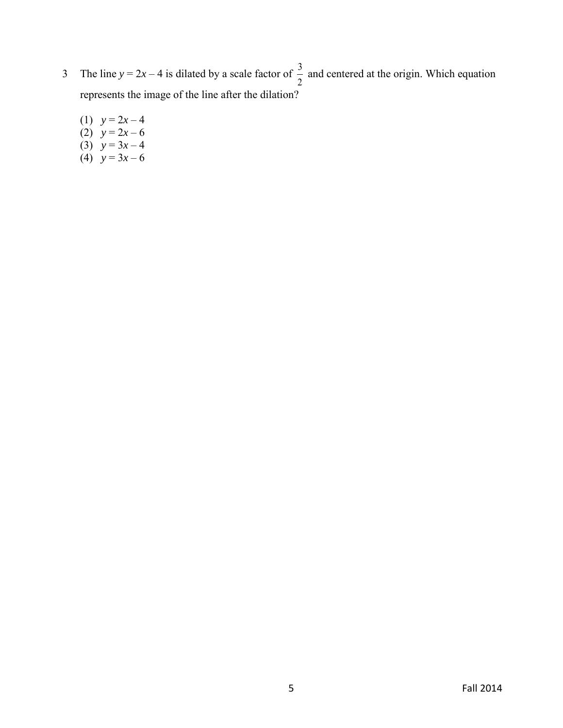3 The line $y = 2x - 4$ is dilated by a scale factor of $\frac{3}{2}$ and centered at the origin. Which equation represents the image of the line after the dilation?

(1) $y = 2x - 4$
(2) $y = 2x - 6$
(3) $y = 3x - 4$
(4) $y = 3x - 6$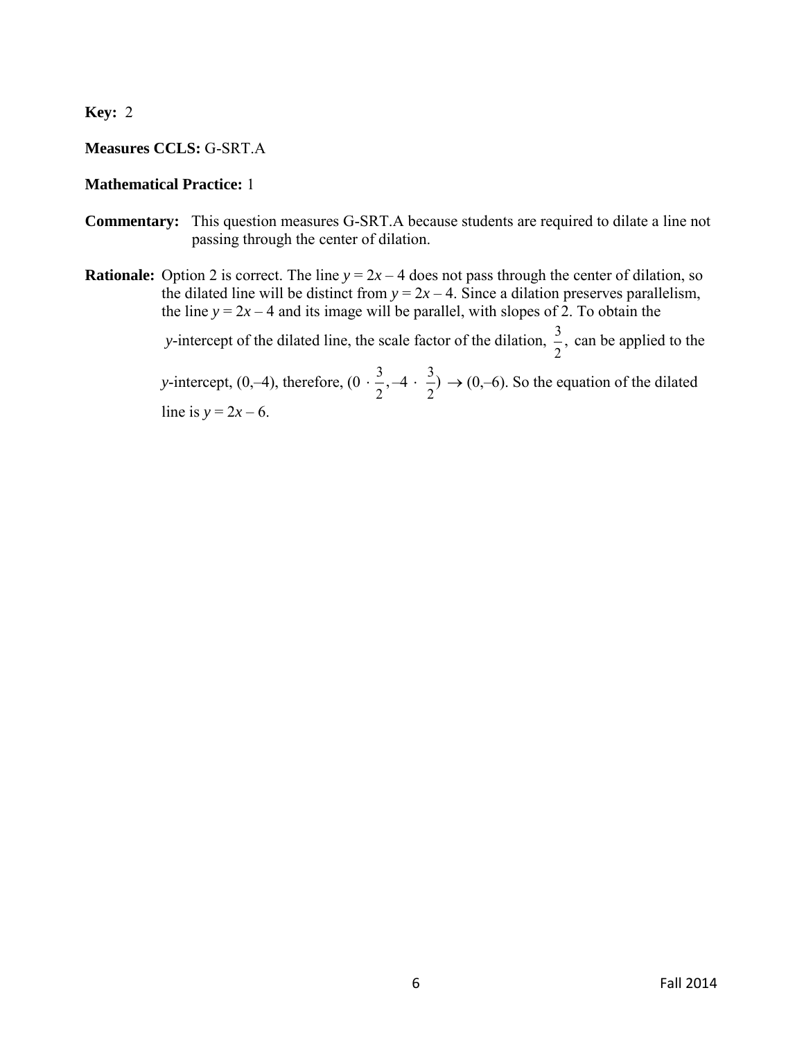**Key:** 2

**Measures CCLS:** G-SRT.A

**Mathematical Practice:** 1

**Commentary:** This question measures G-SRT.A because students are required to dilate a line not passing through the center of dilation.

**Rationale:** Option 2 is correct. The line $y = 2x - 4$ does not pass through the center of dilation, so the dilated line will be distinct from $y = 2x - 4$. Since a dilation preserves parallelism, the line $y = 2x - 4$ and its image will be parallel, with slopes of 2. To obtain the $y$-intercept of the dilated line, the scale factor of the dilation, $\frac{3}{2}$, can be applied to the $y$-intercept, $(0,-4)$, therefore, $(0 \cdot \frac{3}{2}, -4 \cdot \frac{3}{2}) \rightarrow (0,-6)$. So the equation of the dilated line is $y = 2x - 6$.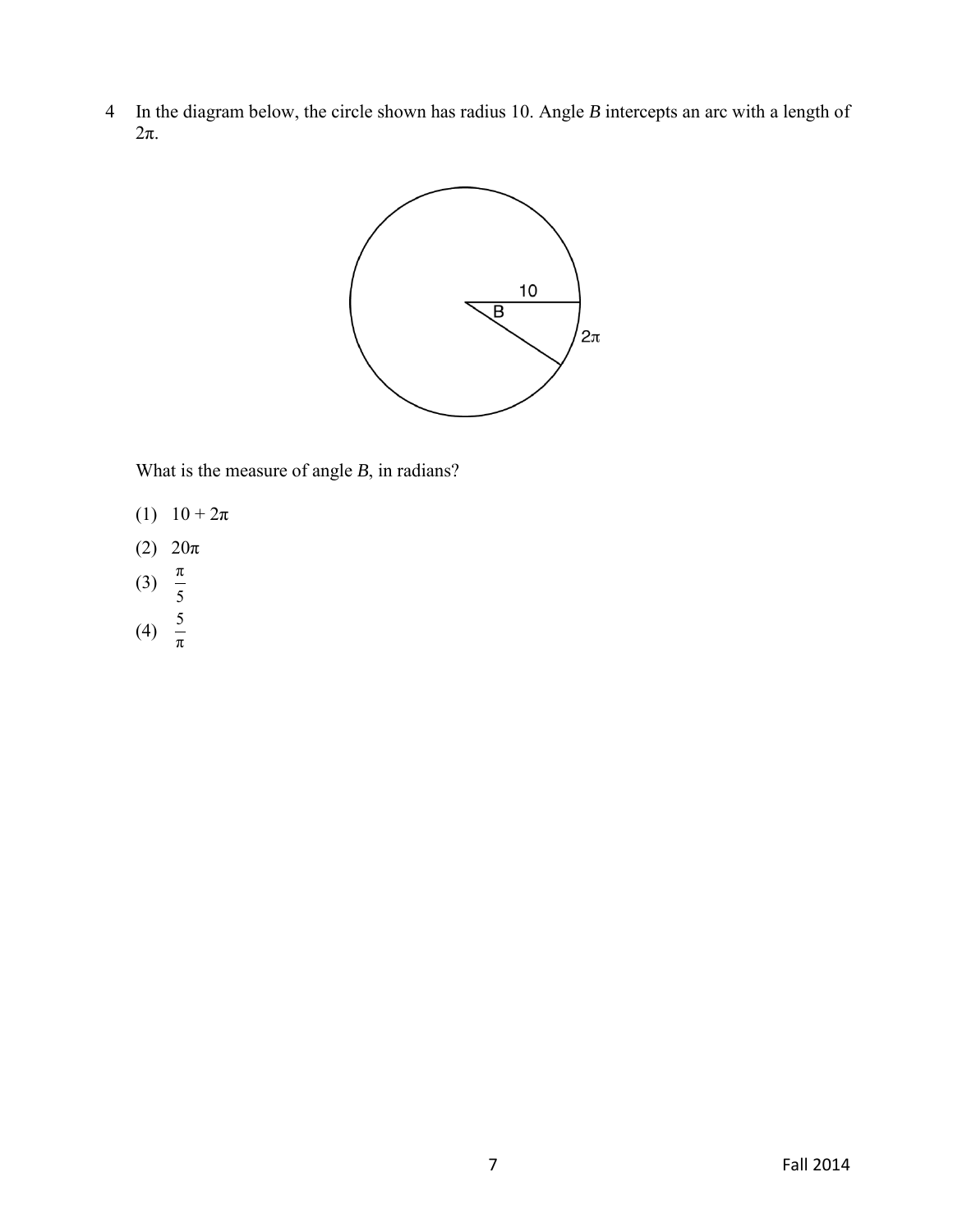4 In the diagram below, the circle shown has radius 10. Angle $B$ intercepts an arc with a length of $2\pi$.

What is the measure of angle $B$, in radians?

(1) $10 + 2\pi$

(2) $20\pi$

(3) $\frac{\pi}{5}$

(4) $\frac{5}{\pi}$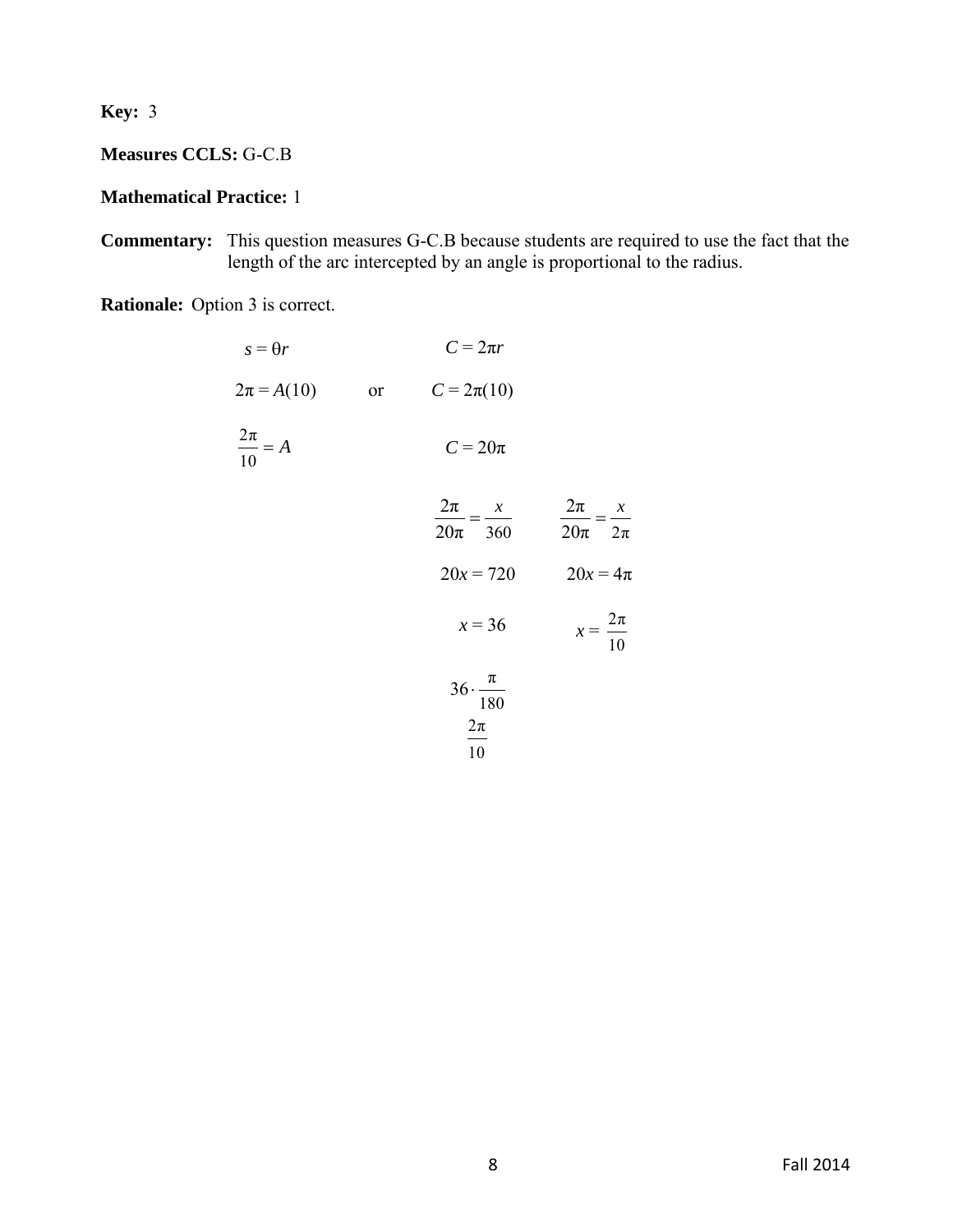**Key:** 3

**Measures CCLS:** G-C.B

**Mathematical Practice:** 1

**Commentary:** This question measures G-C.B because students are required to use the fact that the length of the arc intercepted by an angle is proportional to the radius.

**Rationale:** Option 3 is correct.

$$s = \theta r \qquad\qquad C = 2\pi r$$

$$2\pi = A(10) \qquad \text{or} \qquad C = 2\pi(10)$$

$$\frac{2\pi}{10} = A \qquad\qquad C = 20\pi$$

$$\frac{2\pi}{20\pi} = \frac{x}{360} \qquad\qquad \frac{2\pi}{20\pi} = \frac{x}{2\pi}$$

$$20x = 720 \qquad\qquad 20x = 4\pi$$

$$x = 36 \qquad\qquad x = \frac{2\pi}{10}$$

$$36 \cdot \frac{\pi}{180}$$

$$\frac{2\pi}{10}$$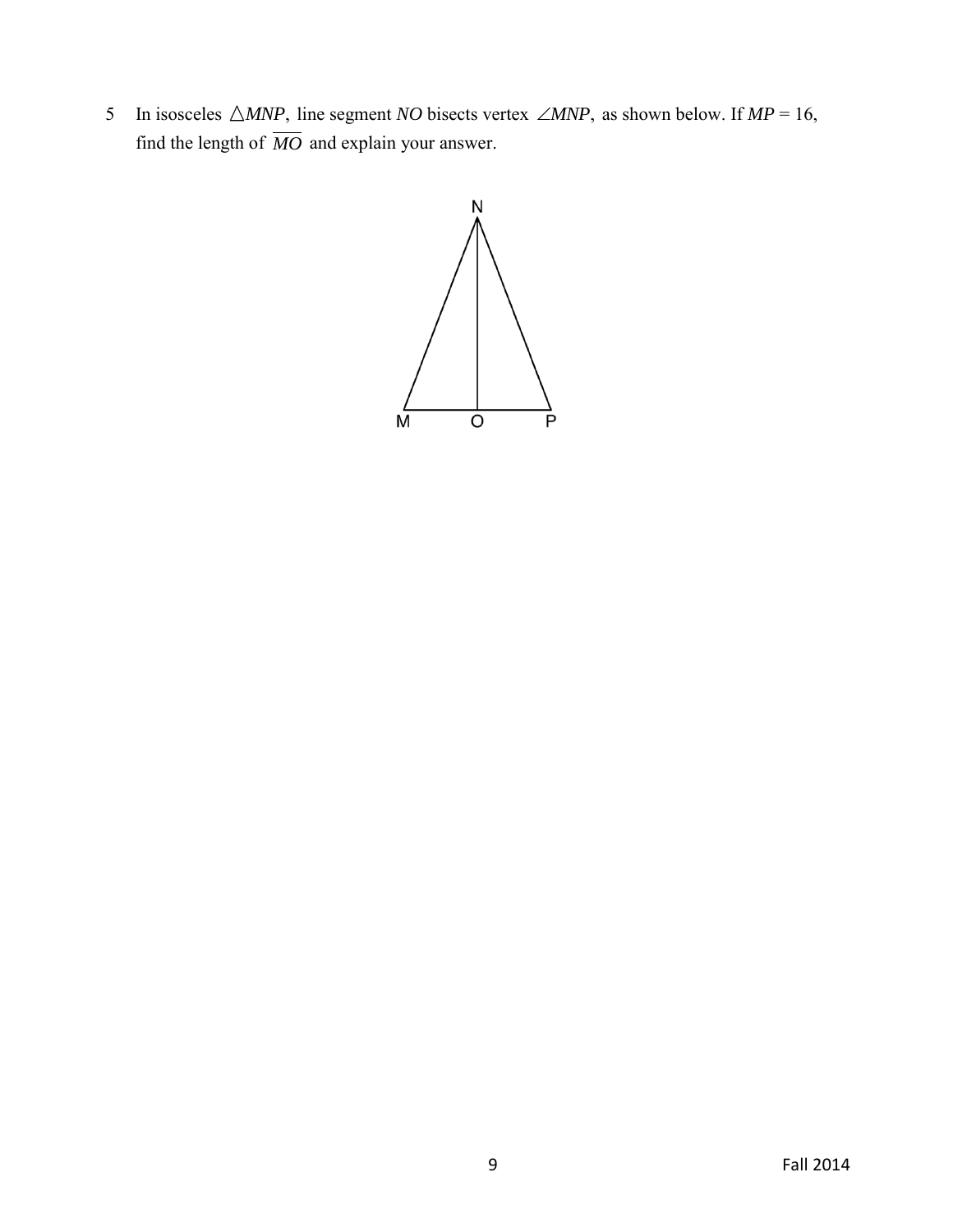5 In isosceles $\triangle MNP$, line segment $NO$ bisects vertex $\angle MNP$, as shown below. If $MP = 16$, find the length of $\overline{MO}$ and explain your answer.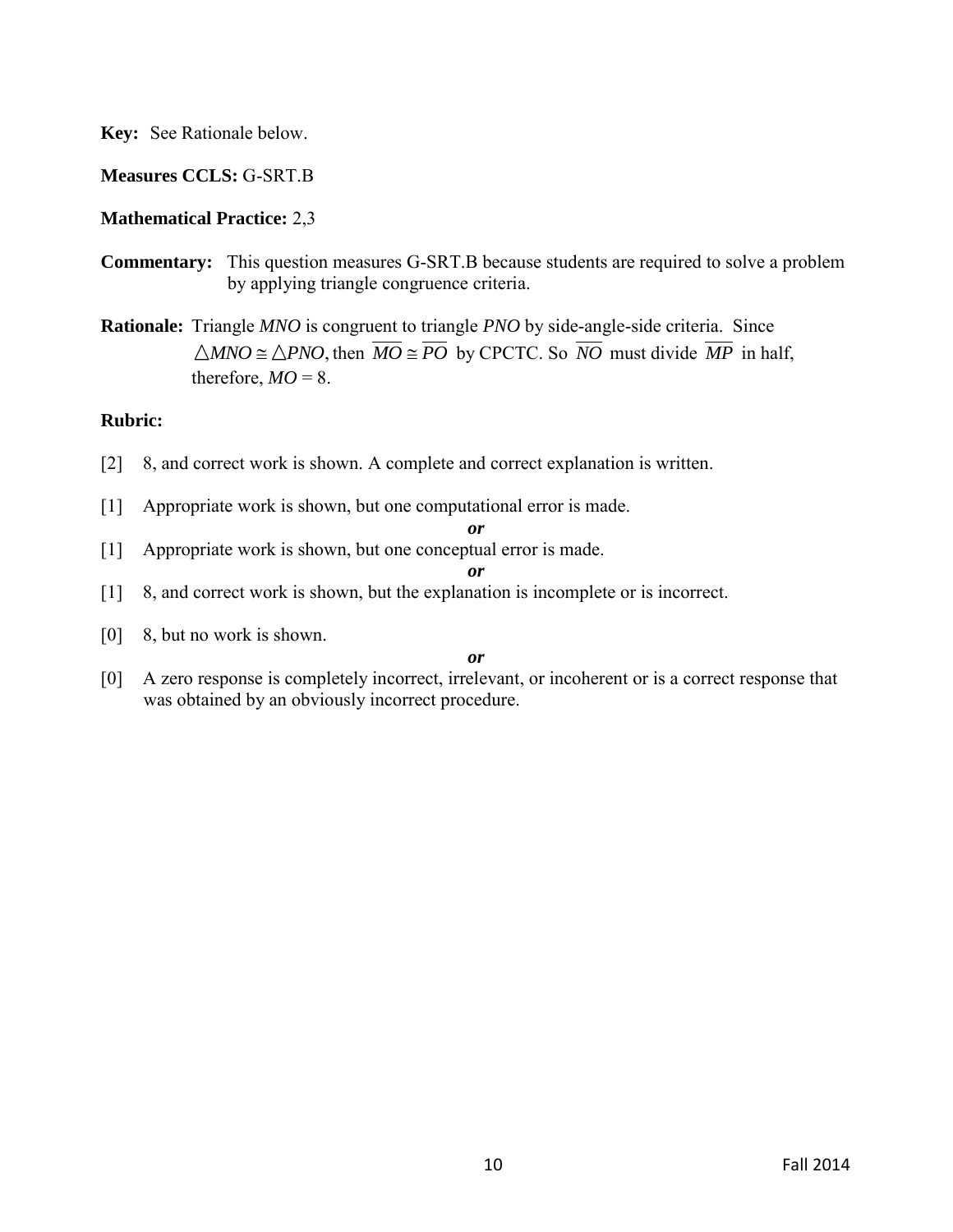**Key:** See Rationale below.

**Measures CCLS:** G-SRT.B

**Mathematical Practice:** 2,3

**Commentary:** This question measures G-SRT.B because students are required to solve a problem by applying triangle congruence criteria.

**Rationale:** Triangle *MNO* is congruent to triangle *PNO* by side-angle-side criteria. Since $\triangle MNO \cong \triangle PNO$, then $\overline{MO} \cong \overline{PO}$ by CPCTC. So $\overline{NO}$ must divide $\overline{MP}$ in half, therefore, $MO = 8$.

**Rubric:**

[2] 8, and correct work is shown. A complete and correct explanation is written.

[1] Appropriate work is shown, but one computational error is made.

*or*

[1] Appropriate work is shown, but one conceptual error is made.

*or*

[1] 8, and correct work is shown, but the explanation is incomplete or is incorrect.

[0] 8, but no work is shown.

*or*

[0] A zero response is completely incorrect, irrelevant, or incoherent or is a correct response that was obtained by an obviously incorrect procedure.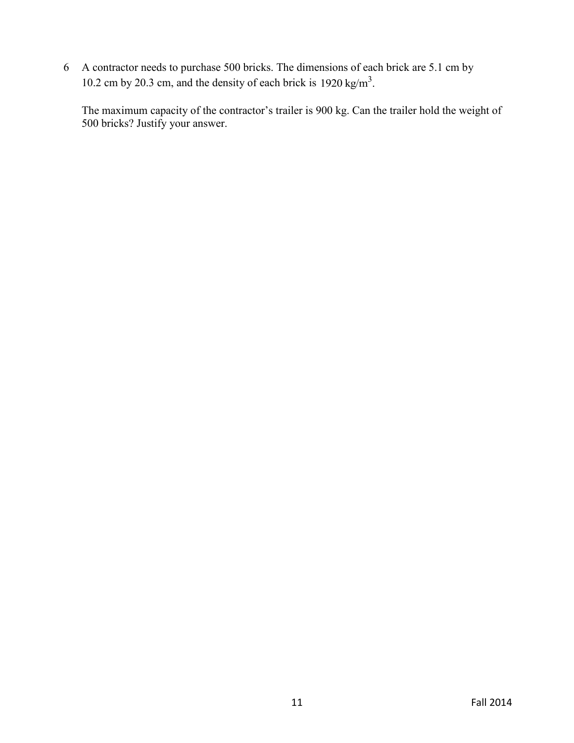6 A contractor needs to purchase 500 bricks. The dimensions of each brick are 5.1 cm by 10.2 cm by 20.3 cm, and the density of each brick is $1920 \text{ kg/m}^3$.

The maximum capacity of the contractor's trailer is 900 kg. Can the trailer hold the weight of 500 bricks? Justify your answer.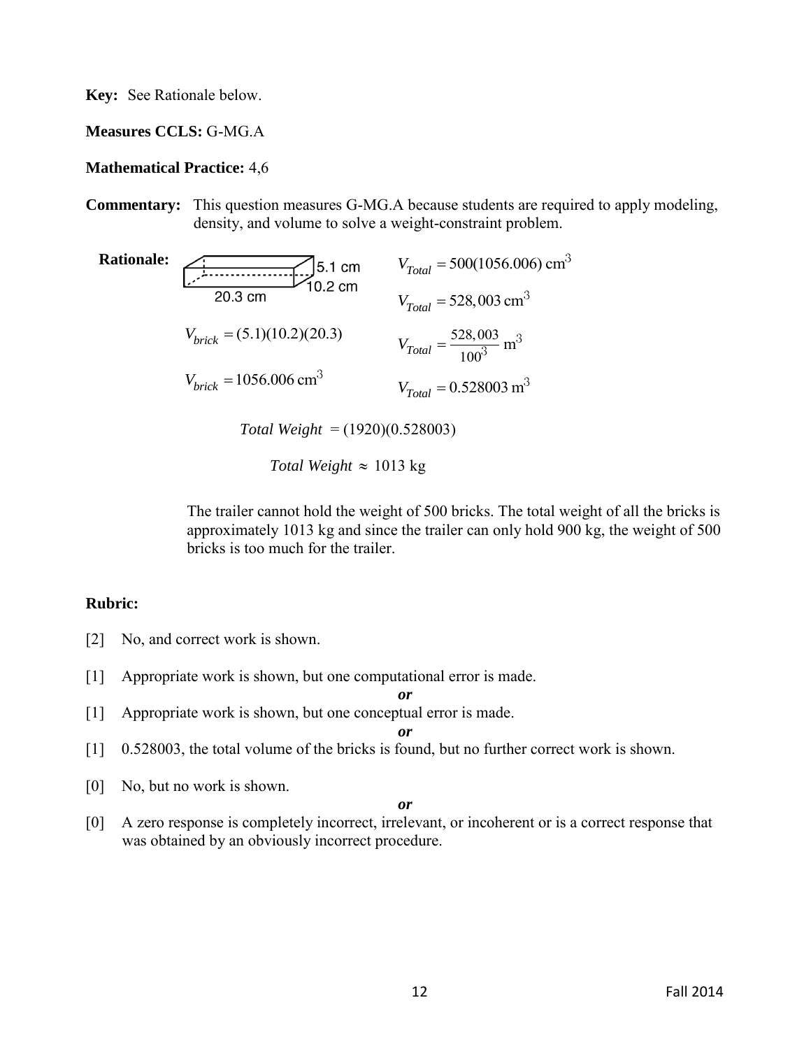**Key:** See Rationale below.

**Measures CCLS:** G-MG.A

**Mathematical Practice:** 4,6

**Commentary:** This question measures G-MG.A because students are required to apply modeling, density, and volume to solve a weight-constraint problem.

**Rationale:**

5.1 cm
10.2 cm
20.3 cm

$$V_{brick} = (5.1)(10.2)(20.3)$$

$$V_{brick} = 1056.006 \text{ cm}^3$$

$$V_{Total} = 500(1056.006) \text{ cm}^3$$

$$V_{Total} = 528,003 \text{ cm}^3$$

$$V_{Total} = \frac{528,003}{100^3} \text{ m}^3$$

$$V_{Total} = 0.528003 \text{ m}^3$$

$$\textit{Total Weight} = (1920)(0.528003)$$

$$\textit{Total Weight} \approx 1013 \text{ kg}$$

The trailer cannot hold the weight of 500 bricks. The total weight of all the bricks is approximately 1013 kg and since the trailer can only hold 900 kg, the weight of 500 bricks is too much for the trailer.

**Rubric:**

[2] No, and correct work is shown.

[1] Appropriate work is shown, but one computational error is made.

*or*

[1] Appropriate work is shown, but one conceptual error is made.

*or*

[1] 0.528003, the total volume of the bricks is found, but no further correct work is shown.

[0] No, but no work is shown.

*or*

[0] A zero response is completely incorrect, irrelevant, or incoherent or is a correct response that was obtained by an obviously incorrect procedure.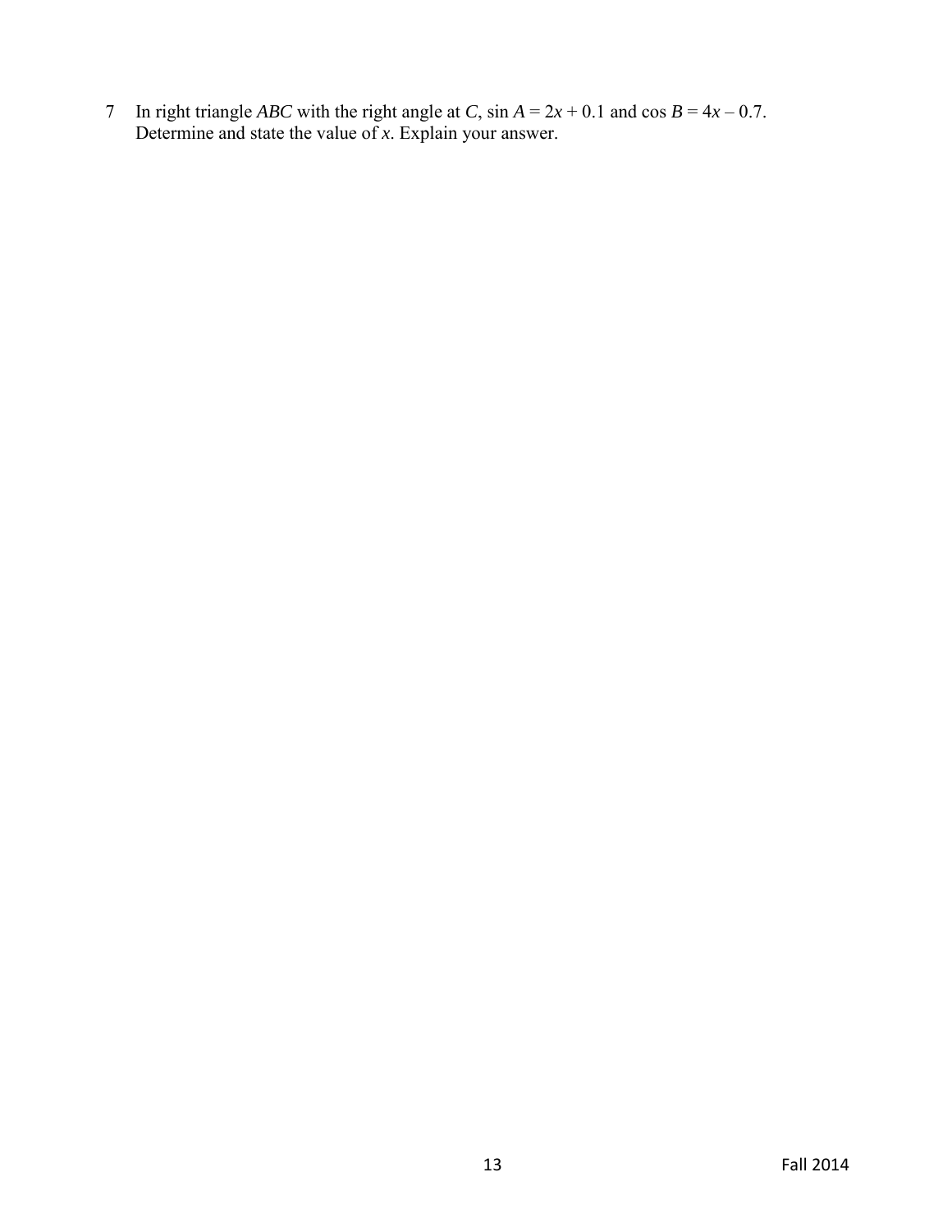7 In right triangle $ABC$ with the right angle at $C$, $\sin A = 2x + 0.1$ and $\cos B = 4x - 0.7$. Determine and state the value of $x$. Explain your answer.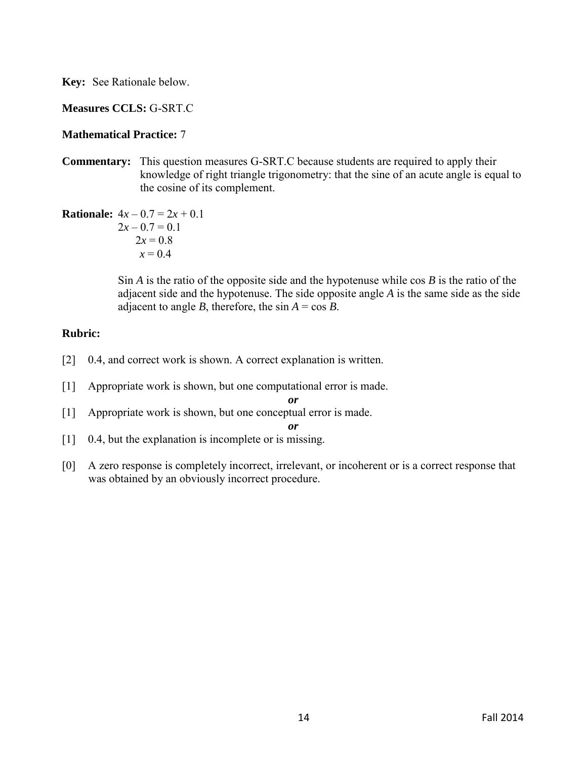**Key:** See Rationale below.

**Measures CCLS:** G-SRT.C

**Mathematical Practice:** 7

**Commentary:** This question measures G-SRT.C because students are required to apply their knowledge of right triangle trigonometry: that the sine of an acute angle is equal to the cosine of its complement.

**Rationale:** $4x - 0.7 = 2x + 0.1$

$2x - 0.7 = 0.1$

$2x = 0.8$

$x = 0.4$

Sin $A$ is the ratio of the opposite side and the hypotenuse while cos $B$ is the ratio of the adjacent side and the hypotenuse. The side opposite angle $A$ is the same side as the side adjacent to angle $B$, therefore, the sin $A$ = cos $B$.

**Rubric:**

[2] 0.4, and correct work is shown. A correct explanation is written.

[1] Appropriate work is shown, but one computational error is made.

***or***

[1] Appropriate work is shown, but one conceptual error is made.

***or***

[1] 0.4, but the explanation is incomplete or is missing.

[0] A zero response is completely incorrect, irrelevant, or incoherent or is a correct response that was obtained by an obviously incorrect procedure.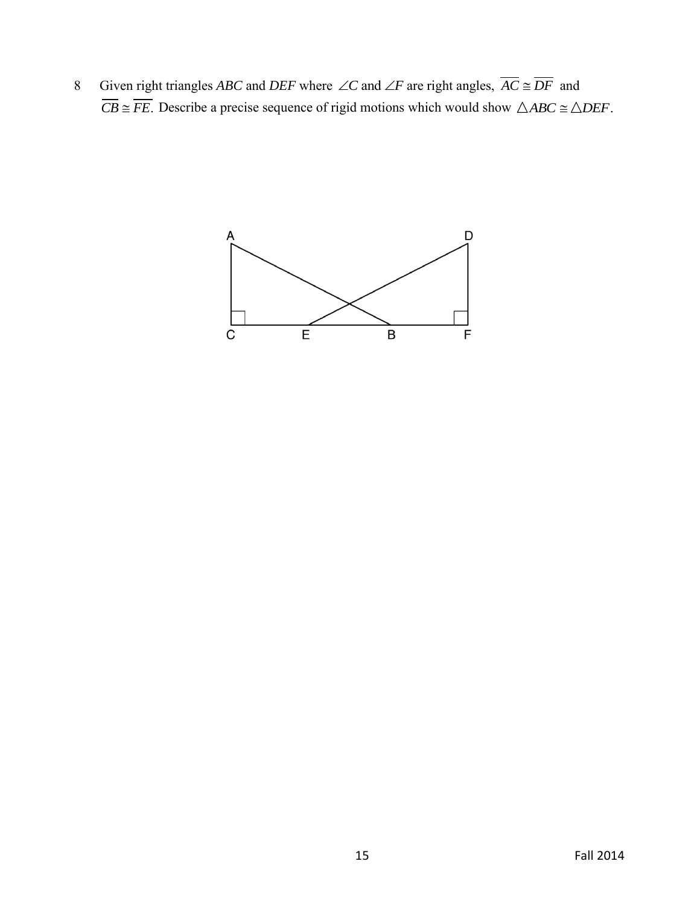8 Given right triangles *ABC* and *DEF* where $\angle C$ and $\angle F$ are right angles, $\overline{AC} \cong \overline{DF}$ and $\overline{CB} \cong \overline{FE}$. Describe a precise sequence of rigid motions which would show $\triangle ABC \cong \triangle DEF$.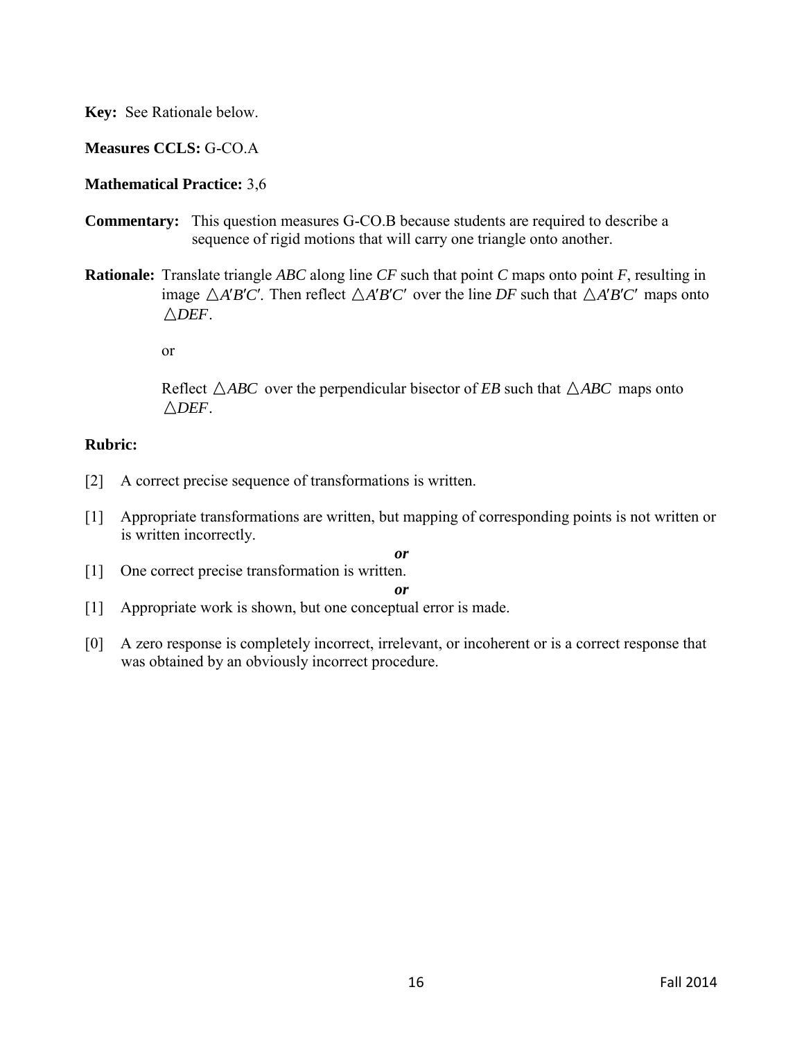**Key:** See Rationale below.

**Measures CCLS:** G-CO.A

**Mathematical Practice:** 3,6

**Commentary:** This question measures G-CO.B because students are required to describe a sequence of rigid motions that will carry one triangle onto another.

**Rationale:** Translate triangle *ABC* along line *CF* such that point *C* maps onto point *F*, resulting in image $\triangle A'B'C'$. Then reflect $\triangle A'B'C'$ over the line *DF* such that $\triangle A'B'C'$ maps onto $\triangle DEF$.

or

Reflect $\triangle ABC$ over the perpendicular bisector of *EB* such that $\triangle ABC$ maps onto $\triangle DEF$.

**Rubric:**

[2] A correct precise sequence of transformations is written.

[1] Appropriate transformations are written, but mapping of corresponding points is not written or is written incorrectly.

***or***

[1] One correct precise transformation is written.

***or***

[1] Appropriate work is shown, but one conceptual error is made.

[0] A zero response is completely incorrect, irrelevant, or incoherent or is a correct response that was obtained by an obviously incorrect procedure.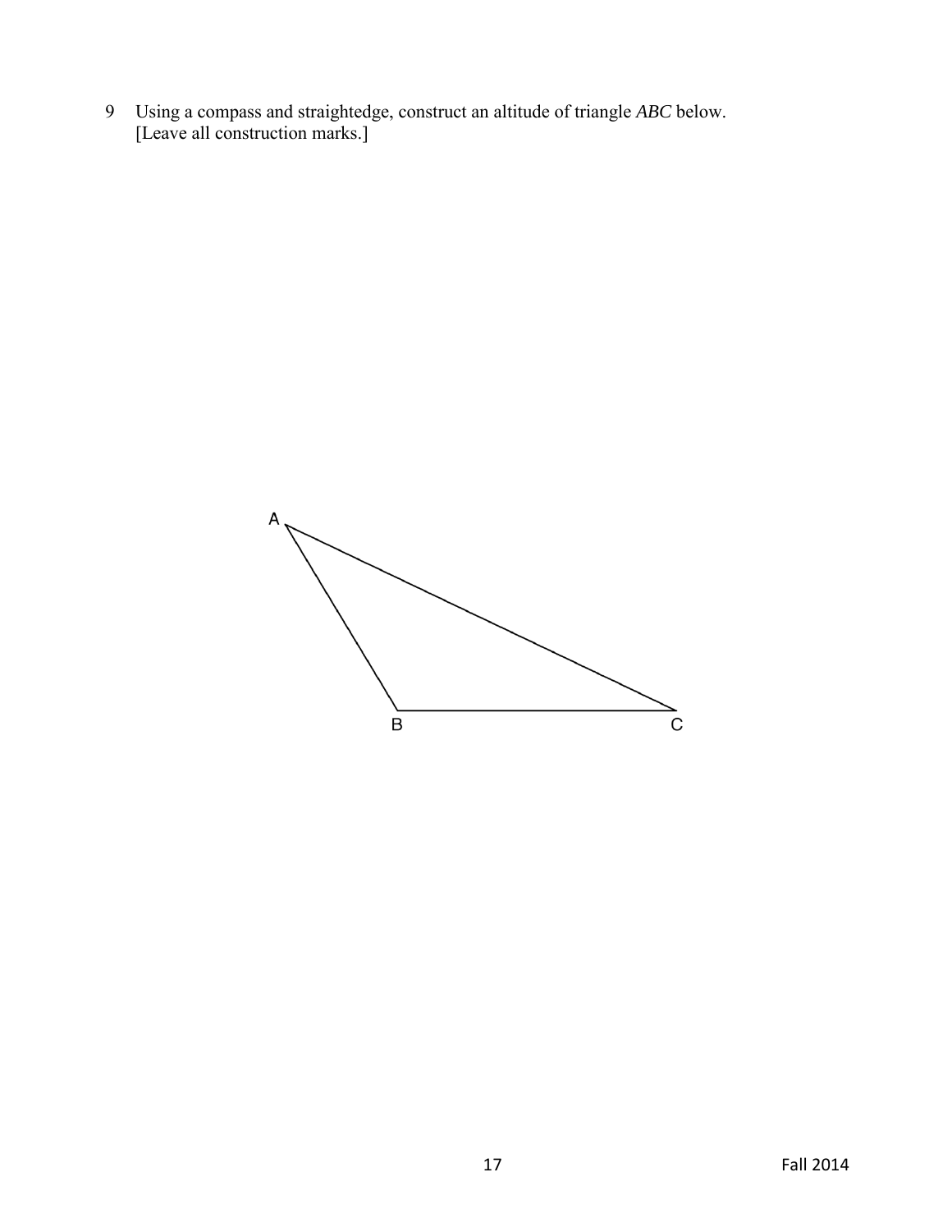9 Using a compass and straightedge, construct an altitude of triangle *ABC* below.
[Leave all construction marks.]

A

B C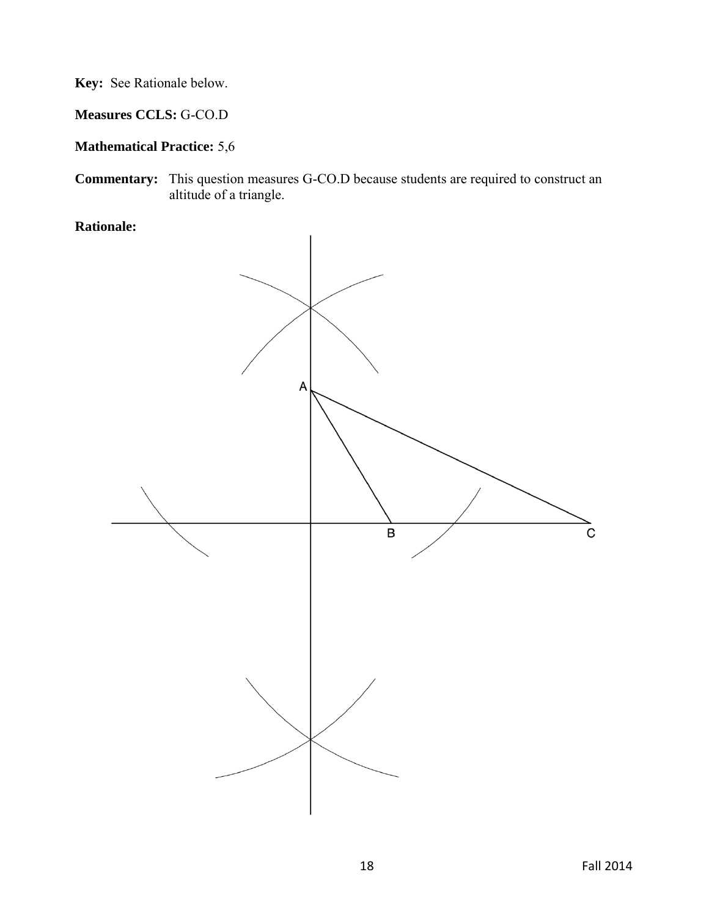**Key:** See Rationale below.

**Measures CCLS:** G-CO.D

**Mathematical Practice:** 5,6

**Commentary:** This question measures G-CO.D because students are required to construct an altitude of a triangle.

**Rationale:**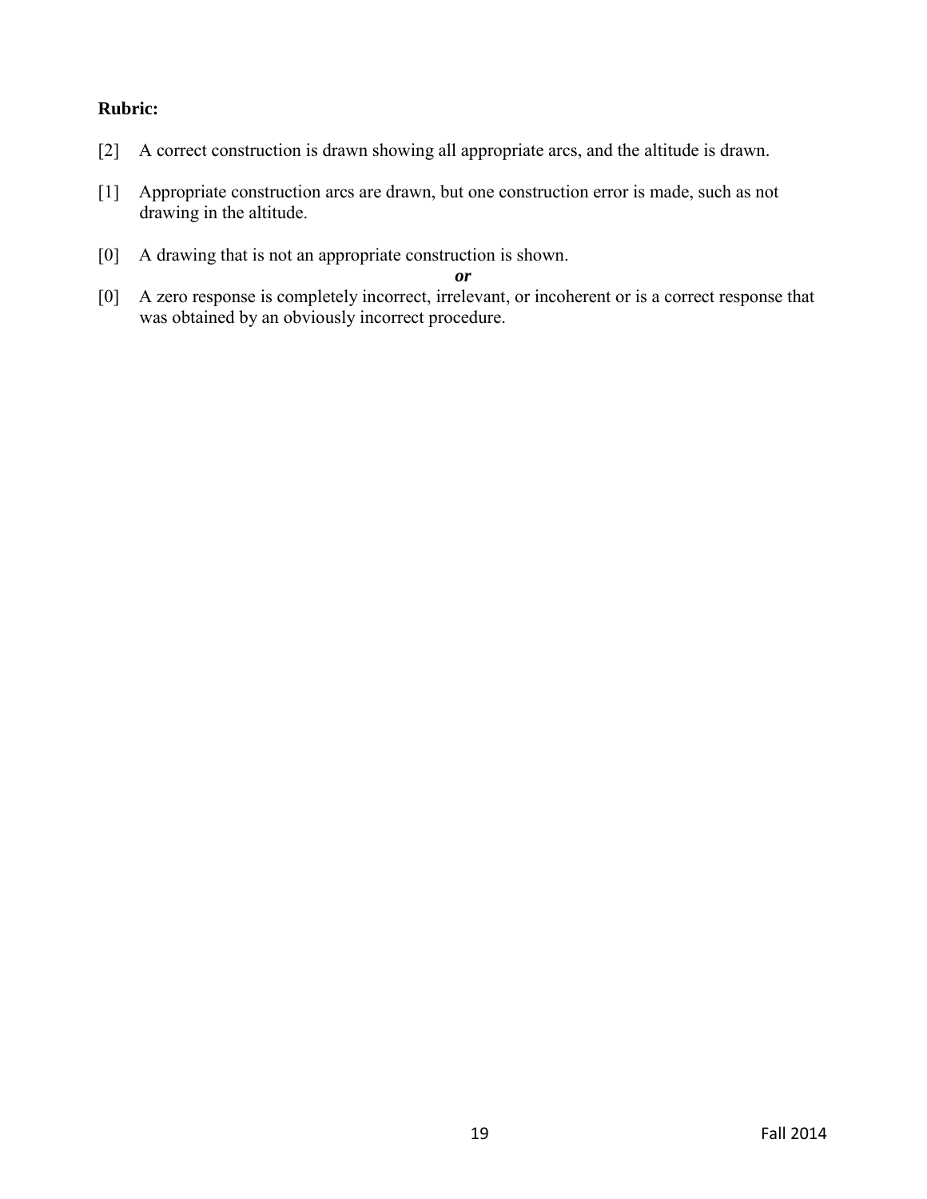**Rubric:**

[2] A correct construction is drawn showing all appropriate arcs, and the altitude is drawn.

[1] Appropriate construction arcs are drawn, but one construction error is made, such as not drawing in the altitude.

[0] A drawing that is not an appropriate construction is shown.

***or***

[0] A zero response is completely incorrect, irrelevant, or incoherent or is a correct response that was obtained by an obviously incorrect procedure.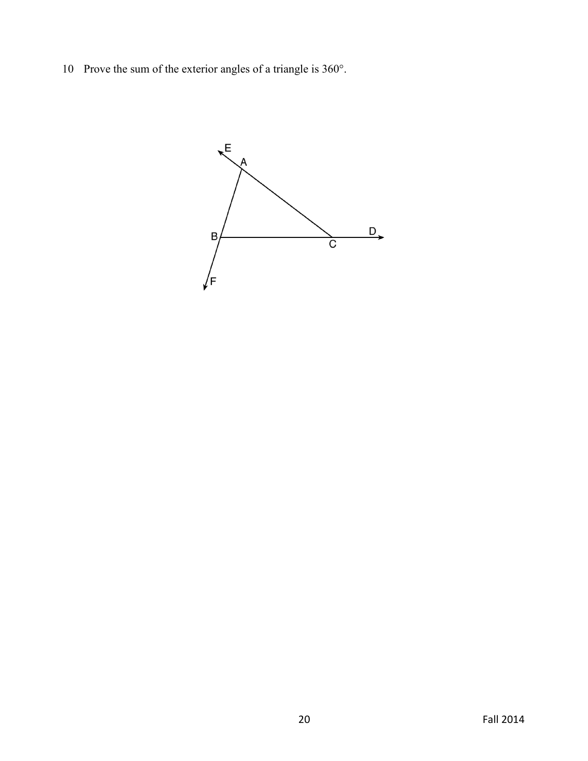10 Prove the sum of the exterior angles of a triangle is 360°.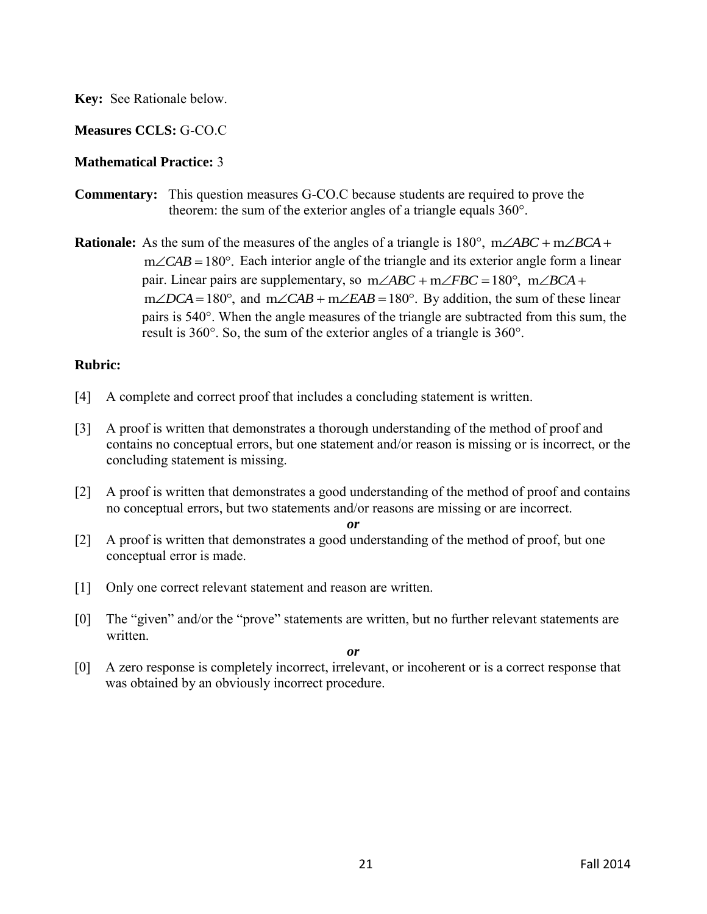**Key:** See Rationale below.

**Measures CCLS:** G-CO.C

**Mathematical Practice:** 3

**Commentary:** This question measures G-CO.C because students are required to prove the theorem: the sum of the exterior angles of a triangle equals 360°.

**Rationale:** As the sum of the measures of the angles of a triangle is 180°, $m\angle ABC + m\angle BCA + m\angle CAB = 180°$. Each interior angle of the triangle and its exterior angle form a linear pair. Linear pairs are supplementary, so $m\angle ABC + m\angle FBC = 180°$, $m\angle BCA + m\angle DCA = 180°$, and $m\angle CAB + m\angle EAB = 180°$. By addition, the sum of these linear pairs is 540°. When the angle measures of the triangle are subtracted from this sum, the result is 360°. So, the sum of the exterior angles of a triangle is 360°.

**Rubric:**

[4] A complete and correct proof that includes a concluding statement is written.

[3] A proof is written that demonstrates a thorough understanding of the method of proof and contains no conceptual errors, but one statement and/or reason is missing or is incorrect, or the concluding statement is missing.

[2] A proof is written that demonstrates a good understanding of the method of proof and contains no conceptual errors, but two statements and/or reasons are missing or are incorrect.

***or***

[2] A proof is written that demonstrates a good understanding of the method of proof, but one conceptual error is made.

[1] Only one correct relevant statement and reason are written.

[0] The "given" and/or the "prove" statements are written, but no further relevant statements are written.

***or***

[0] A zero response is completely incorrect, irrelevant, or incoherent or is a correct response that was obtained by an obviously incorrect procedure.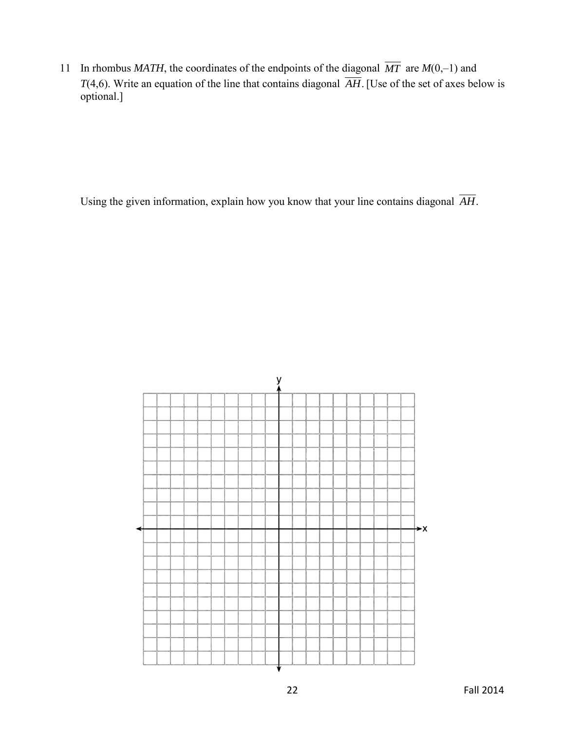11 In rhombus *MATH*, the coordinates of the endpoints of the diagonal $\overline{MT}$ are $M(0,-1)$ and $T(4,6)$. Write an equation of the line that contains diagonal $\overline{AH}$. [Use of the set of axes below is optional.]

Using the given information, explain how you know that your line contains diagonal $\overline{AH}$.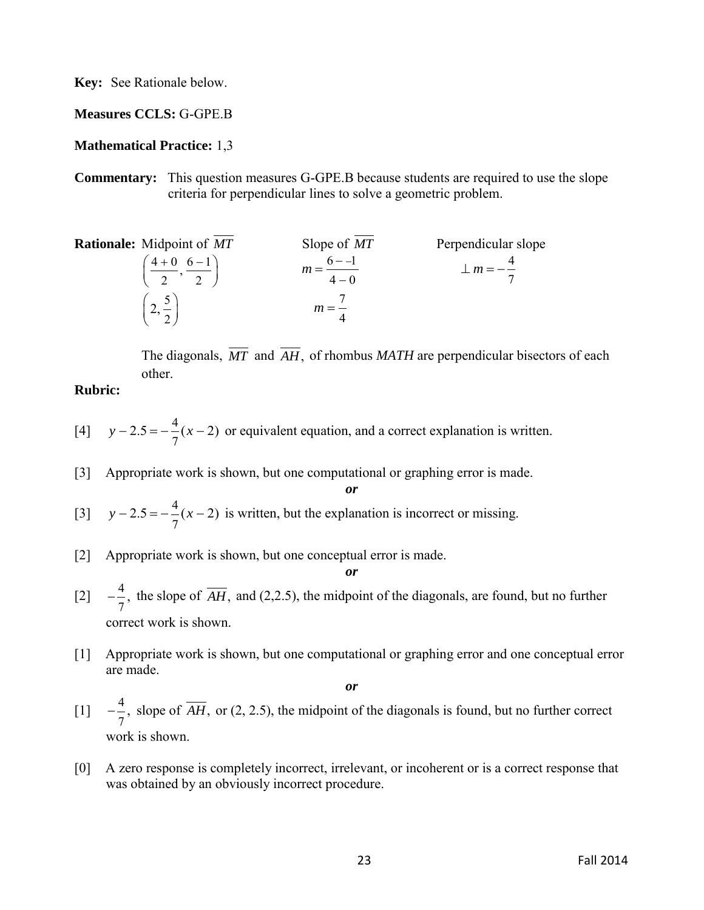**Key:** See Rationale below.

**Measures CCLS:** G-GPE.B

**Mathematical Practice:** 1,3

**Commentary:** This question measures G-GPE.B because students are required to use the slope criteria for perpendicular lines to solve a geometric problem.

**Rationale:**

| Midpoint of $\overline{MT}$ | Slope of $\overline{MT}$ | Perpendicular slope |
|---|---|---|
| $\left(\frac{4+0}{2}, \frac{6-1}{2}\right)$ | $m = \frac{6 - -1}{4-0}$ | $\perp m = -\frac{4}{7}$ |
| $\left(2, \frac{5}{2}\right)$ | $m = \frac{7}{4}$ | |

The diagonals, $\overline{MT}$ and $\overline{AH}$, of rhombus *MATH* are perpendicular bisectors of each other.

**Rubric:**

[4] $y - 2.5 = -\frac{4}{7}(x-2)$ or equivalent equation, and a correct explanation is written.

[3] Appropriate work is shown, but one computational or graphing error is made.

***or***

[3] $y - 2.5 = -\frac{4}{7}(x-2)$ is written, but the explanation is incorrect or missing.

[2] Appropriate work is shown, but one conceptual error is made.

***or***

[2] $-\frac{4}{7}$, the slope of $\overline{AH}$, and (2,2.5), the midpoint of the diagonals, are found, but no further correct work is shown.

[1] Appropriate work is shown, but one computational or graphing error and one conceptual error are made.

***or***

[1] $-\frac{4}{7}$, slope of $\overline{AH}$, or (2, 2.5), the midpoint of the diagonals is found, but no further correct work is shown.

[0] A zero response is completely incorrect, irrelevant, or incoherent or is a correct response that was obtained by an obviously incorrect procedure.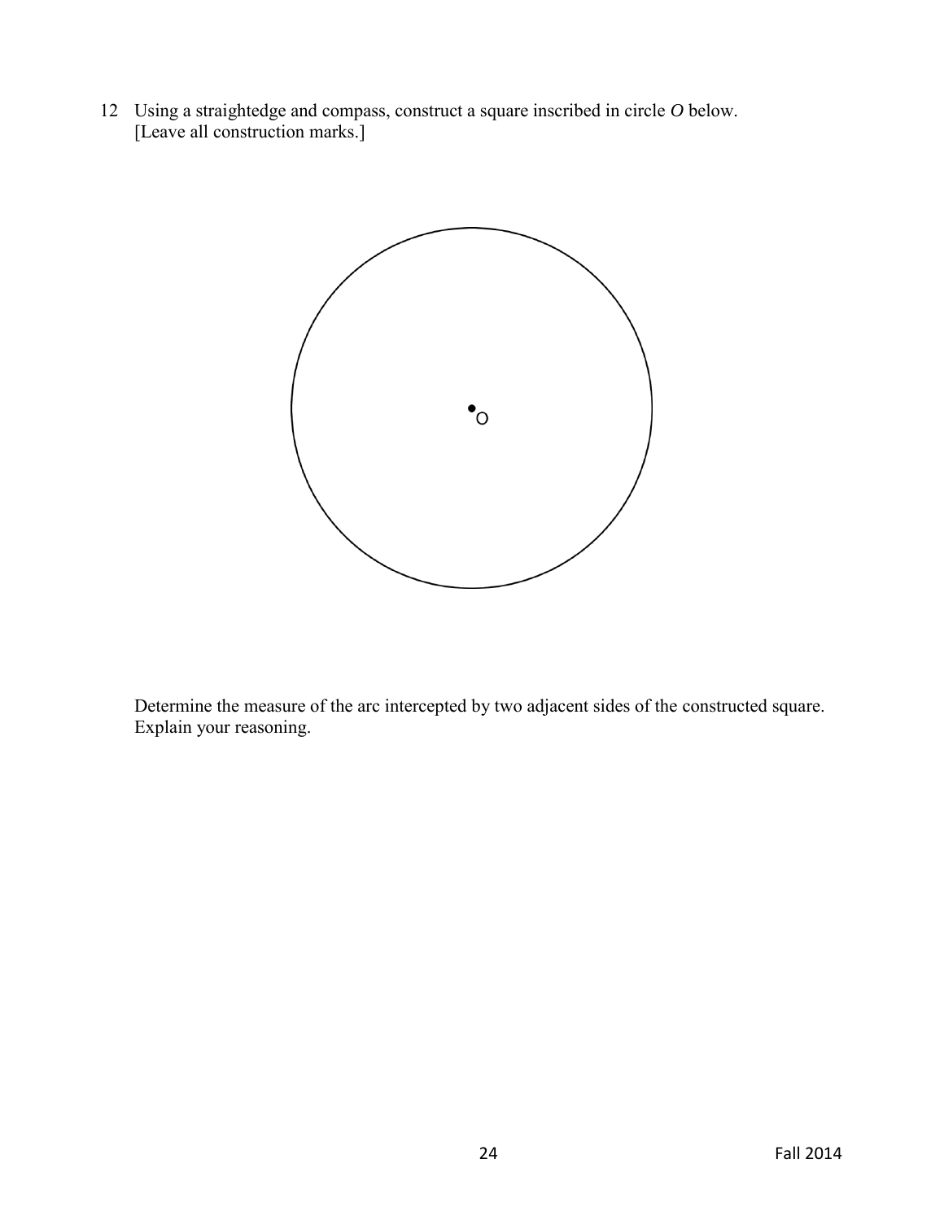12 Using a straightedge and compass, construct a square inscribed in circle $O$ below. [Leave all construction marks.]

Determine the measure of the arc intercepted by two adjacent sides of the constructed square. Explain your reasoning.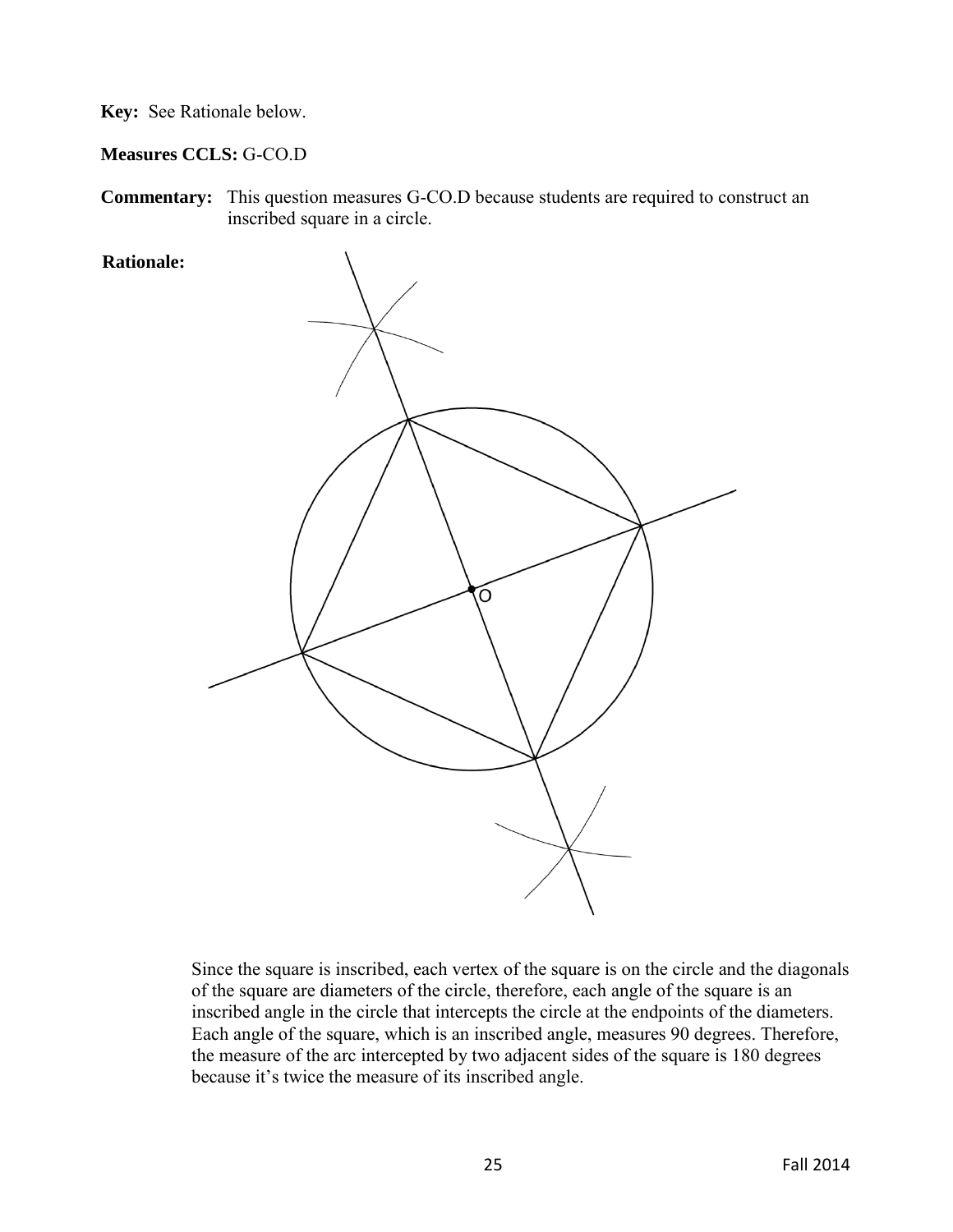**Key:** See Rationale below.

**Measures CCLS:** G-CO.D

**Commentary:** This question measures G-CO.D because students are required to construct an inscribed square in a circle.

**Rationale:**

Since the square is inscribed, each vertex of the square is on the circle and the diagonals of the square are diameters of the circle, therefore, each angle of the square is an inscribed angle in the circle that intercepts the circle at the endpoints of the diameters. Each angle of the square, which is an inscribed angle, measures 90 degrees. Therefore, the measure of the arc intercepted by two adjacent sides of the square is 180 degrees because it's twice the measure of its inscribed angle.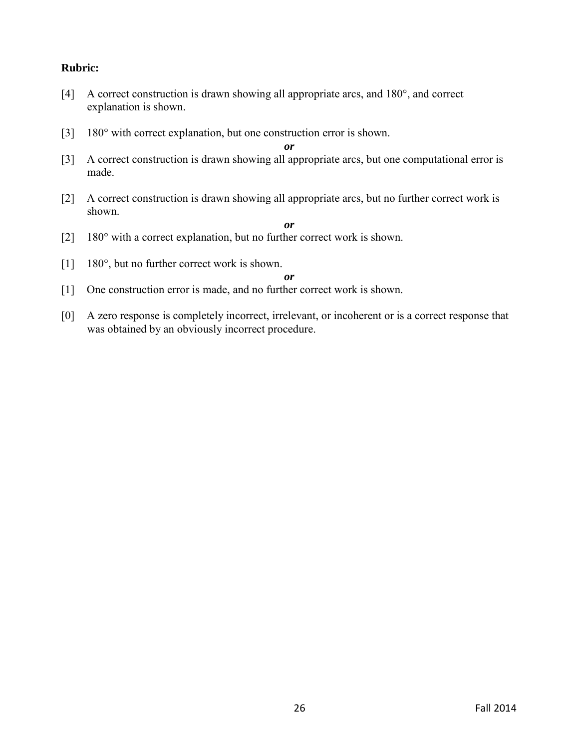**Rubric:**

[4] A correct construction is drawn showing all appropriate arcs, and 180°, and correct explanation is shown.

[3] 180° with correct explanation, but one construction error is shown.

***or***

[3] A correct construction is drawn showing all appropriate arcs, but one computational error is made.

[2] A correct construction is drawn showing all appropriate arcs, but no further correct work is shown.

***or***

[2] 180° with a correct explanation, but no further correct work is shown.

[1] 180°, but no further correct work is shown.

***or***

[1] One construction error is made, and no further correct work is shown.

[0] A zero response is completely incorrect, irrelevant, or incoherent or is a correct response that was obtained by an obviously incorrect procedure.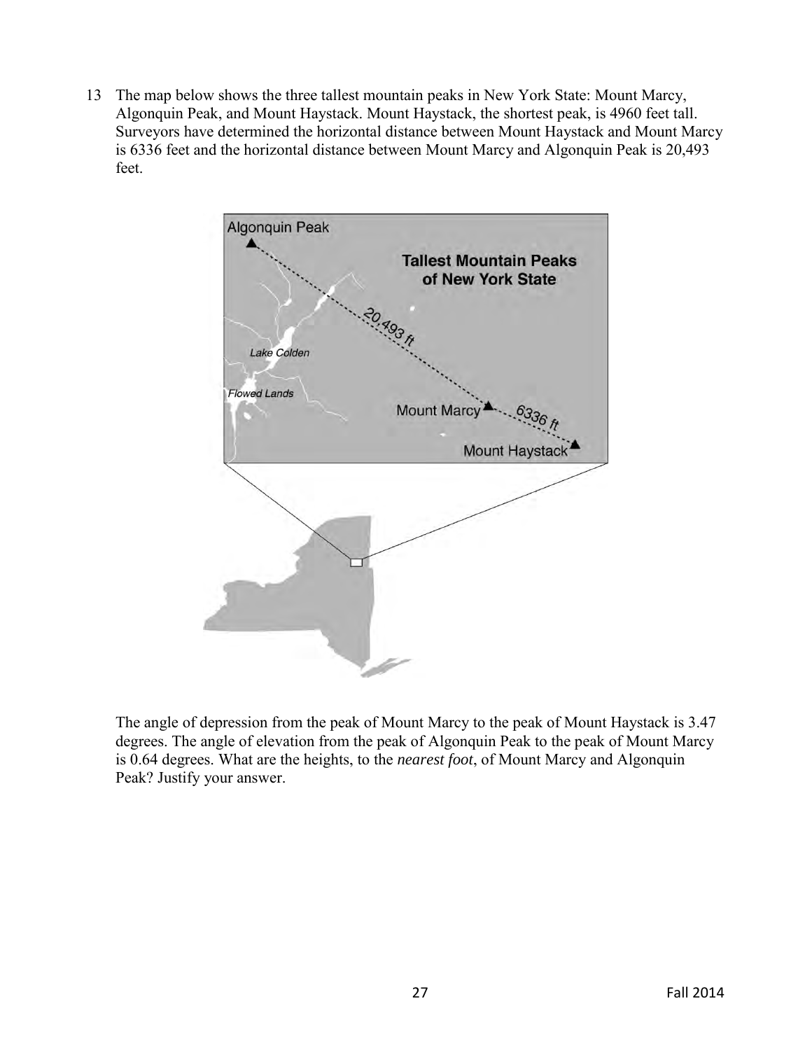13 The map below shows the three tallest mountain peaks in New York State: Mount Marcy, Algonquin Peak, and Mount Haystack. Mount Haystack, the shortest peak, is 4960 feet tall. Surveyors have determined the horizontal distance between Mount Haystack and Mount Marcy is 6336 feet and the horizontal distance between Mount Marcy and Algonquin Peak is 20,493 feet.

The angle of depression from the peak of Mount Marcy to the peak of Mount Haystack is 3.47 degrees. The angle of elevation from the peak of Algonquin Peak to the peak of Mount Marcy is 0.64 degrees. What are the heights, to the *nearest foot*, of Mount Marcy and Algonquin Peak? Justify your answer.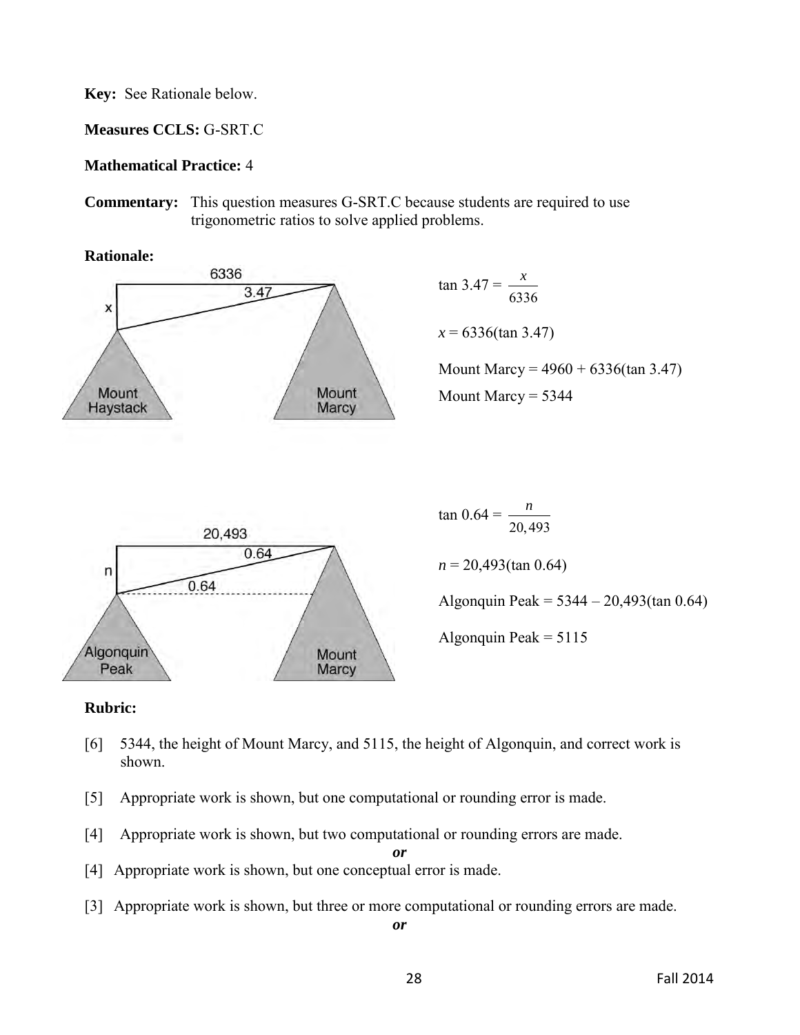**Key:** See Rationale below.

**Measures CCLS:** G-SRT.C

**Mathematical Practice:** 4

**Commentary:** This question measures G-SRT.C because students are required to use trigonometric ratios to solve applied problems.

**Rationale:**

$$\tan 3.47 = \frac{x}{6336}$$

$x = 6336(\tan 3.47)$

Mount Marcy = $4960 + 6336(\tan 3.47)$

Mount Marcy = 5344

$$\tan 0.64 = \frac{n}{20{,}493}$$

$n = 20{,}493(\tan 0.64)$

Algonquin Peak = $5344 - 20{,}493(\tan 0.64)$

Algonquin Peak = 5115

**Rubric:**

[6] 5344, the height of Mount Marcy, and 5115, the height of Algonquin, and correct work is shown.

[5] Appropriate work is shown, but one computational or rounding error is made.

[4] Appropriate work is shown, but two computational or rounding errors are made.

*or*

[4] Appropriate work is shown, but one conceptual error is made.

[3] Appropriate work is shown, but three or more computational or rounding errors are made.

*or*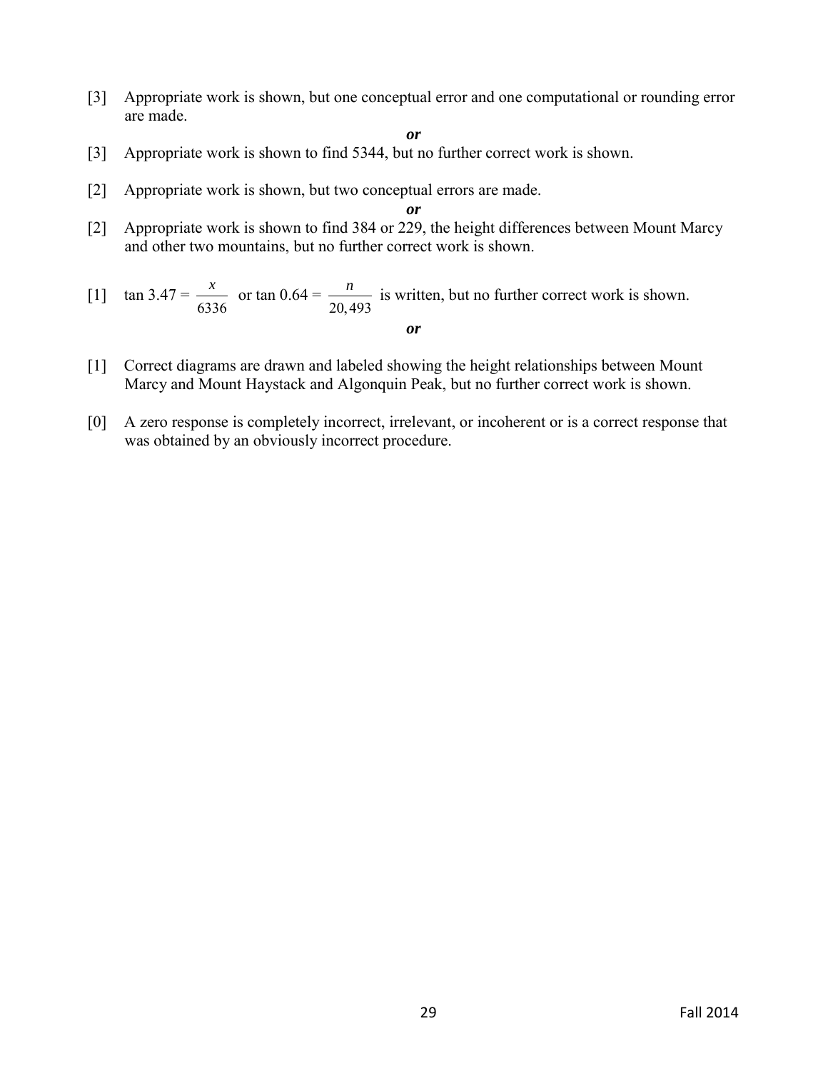[3] Appropriate work is shown, but one conceptual error and one computational or rounding error are made.

***or***

[3] Appropriate work is shown to find 5344, but no further correct work is shown.

[2] Appropriate work is shown, but two conceptual errors are made.

***or***

[2] Appropriate work is shown to find 384 or 229, the height differences between Mount Marcy and other two mountains, but no further correct work is shown.

[1] $\tan 3.47 = \dfrac{x}{6336}$ or $\tan 0.64 = \dfrac{n}{20,493}$ is written, but no further correct work is shown.

***or***

[1] Correct diagrams are drawn and labeled showing the height relationships between Mount Marcy and Mount Haystack and Algonquin Peak, but no further correct work is shown.

[0] A zero response is completely incorrect, irrelevant, or incoherent or is a correct response that was obtained by an obviously incorrect procedure.